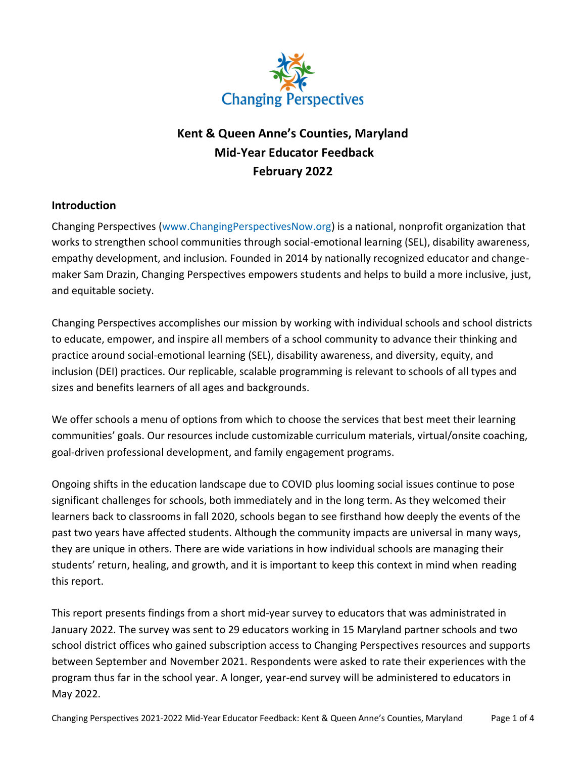# Kent & Queen Anne's Counties, Maryland
# Mid-Year Educator Feedback
# February 2022

## Introduction

Changing Perspectives (www.ChangingPerspectivesNow.org) is a national, nonprofit organization that works to strengthen school communities through social-emotional learning (SEL), disability awareness, empathy development, and inclusion. Founded in 2014 by nationally recognized educator and change-maker Sam Drazin, Changing Perspectives empowers students and helps to build a more inclusive, just, and equitable society.

Changing Perspectives accomplishes our mission by working with individual schools and school districts to educate, empower, and inspire all members of a school community to advance their thinking and practice around social-emotional learning (SEL), disability awareness, and diversity, equity, and inclusion (DEI) practices. Our replicable, scalable programming is relevant to schools of all types and sizes and benefits learners of all ages and backgrounds.

We offer schools a menu of options from which to choose the services that best meet their learning communities' goals. Our resources include customizable curriculum materials, virtual/onsite coaching, goal-driven professional development, and family engagement programs.

Ongoing shifts in the education landscape due to COVID plus looming social issues continue to pose significant challenges for schools, both immediately and in the long term. As they welcomed their learners back to classrooms in fall 2020, schools began to see firsthand how deeply the events of the past two years have affected students. Although the community impacts are universal in many ways, they are unique in others. There are wide variations in how individual schools are managing their students' return, healing, and growth, and it is important to keep this context in mind when reading this report.

This report presents findings from a short mid-year survey to educators that was administrated in January 2022. The survey was sent to 29 educators working in 15 Maryland partner schools and two school district offices who gained subscription access to Changing Perspectives resources and supports between September and November 2021. Respondents were asked to rate their experiences with the program thus far in the school year. A longer, year-end survey will be administered to educators in May 2022.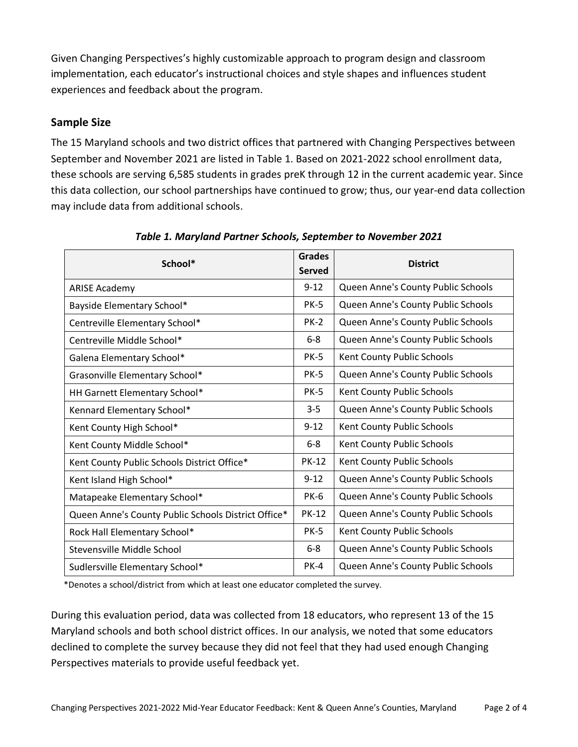Given Changing Perspectives's highly customizable approach to program design and classroom implementation, each educator's instructional choices and style shapes and influences student experiences and feedback about the program.

### Sample Size

The 15 Maryland schools and two district offices that partnered with Changing Perspectives between September and November 2021 are listed in Table 1. Based on 2021-2022 school enrollment data, these schools are serving 6,585 students in grades preK through 12 in the current academic year. Since this data collection, our school partnerships have continued to grow; thus, our year-end data collection may include data from additional schools.

***Table 1. Maryland Partner Schools, September to November 2021***

| School* | Grades Served | District |
|---|---|---|
| ARISE Academy | 9-12 | Queen Anne's County Public Schools |
| Bayside Elementary School* | PK-5 | Queen Anne's County Public Schools |
| Centreville Elementary School* | PK-2 | Queen Anne's County Public Schools |
| Centreville Middle School* | 6-8 | Queen Anne's County Public Schools |
| Galena Elementary School* | PK-5 | Kent County Public Schools |
| Grasonville Elementary School* | PK-5 | Queen Anne's County Public Schools |
| HH Garnett Elementary School* | PK-5 | Kent County Public Schools |
| Kennard Elementary School* | 3-5 | Queen Anne's County Public Schools |
| Kent County High School* | 9-12 | Kent County Public Schools |
| Kent County Middle School* | 6-8 | Kent County Public Schools |
| Kent County Public Schools District Office* | PK-12 | Kent County Public Schools |
| Kent Island High School* | 9-12 | Queen Anne's County Public Schools |
| Matapeake Elementary School* | PK-6 | Queen Anne's County Public Schools |
| Queen Anne's County Public Schools District Office* | PK-12 | Queen Anne's County Public Schools |
| Rock Hall Elementary School* | PK-5 | Kent County Public Schools |
| Stevensville Middle School | 6-8 | Queen Anne's County Public Schools |
| Sudlersville Elementary School* | PK-4 | Queen Anne's County Public Schools |

*Denotes a school/district from which at least one educator completed the survey.

During this evaluation period, data was collected from 18 educators, who represent 13 of the 15 Maryland schools and both school district offices. In our analysis, we noted that some educators declined to complete the survey because they did not feel that they had used enough Changing Perspectives materials to provide useful feedback yet.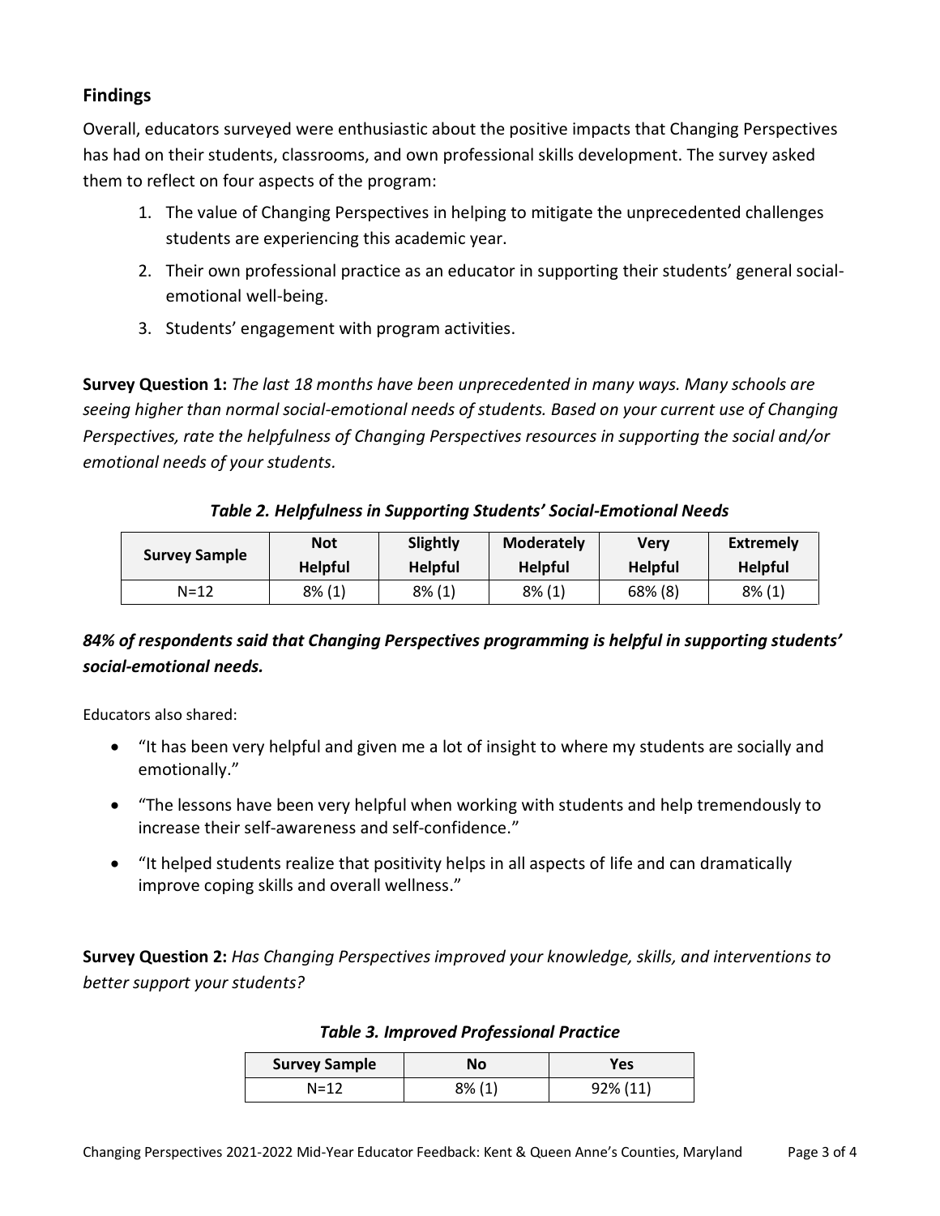## Findings

Overall, educators surveyed were enthusiastic about the positive impacts that Changing Perspectives has had on their students, classrooms, and own professional skills development. The survey asked them to reflect on four aspects of the program:

1. The value of Changing Perspectives in helping to mitigate the unprecedented challenges students are experiencing this academic year.
2. Their own professional practice as an educator in supporting their students' general social-emotional well-being.
3. Students' engagement with program activities.

**Survey Question 1:** *The last 18 months have been unprecedented in many ways. Many schools are seeing higher than normal social-emotional needs of students. Based on your current use of Changing Perspectives, rate the helpfulness of Changing Perspectives resources in supporting the social and/or emotional needs of your students.*

***Table 2. Helpfulness in Supporting Students' Social-Emotional Needs***

| Survey Sample | Not Helpful | Slightly Helpful | Moderately Helpful | Very Helpful | Extremely Helpful |
|---|---|---|---|---|---|
| N=12 | 8% (1) | 8% (1) | 8% (1) | 68% (8) | 8% (1) |

***84% of respondents said that Changing Perspectives programming is helpful in supporting students' social-emotional needs.***

Educators also shared:

- "It has been very helpful and given me a lot of insight to where my students are socially and emotionally."
- "The lessons have been very helpful when working with students and help tremendously to increase their self-awareness and self-confidence."
- "It helped students realize that positivity helps in all aspects of life and can dramatically improve coping skills and overall wellness."

**Survey Question 2:** *Has Changing Perspectives improved your knowledge, skills, and interventions to better support your students?*

***Table 3. Improved Professional Practice***

| Survey Sample | No | Yes |
|---|---|---|
| N=12 | 8% (1) | 92% (11) |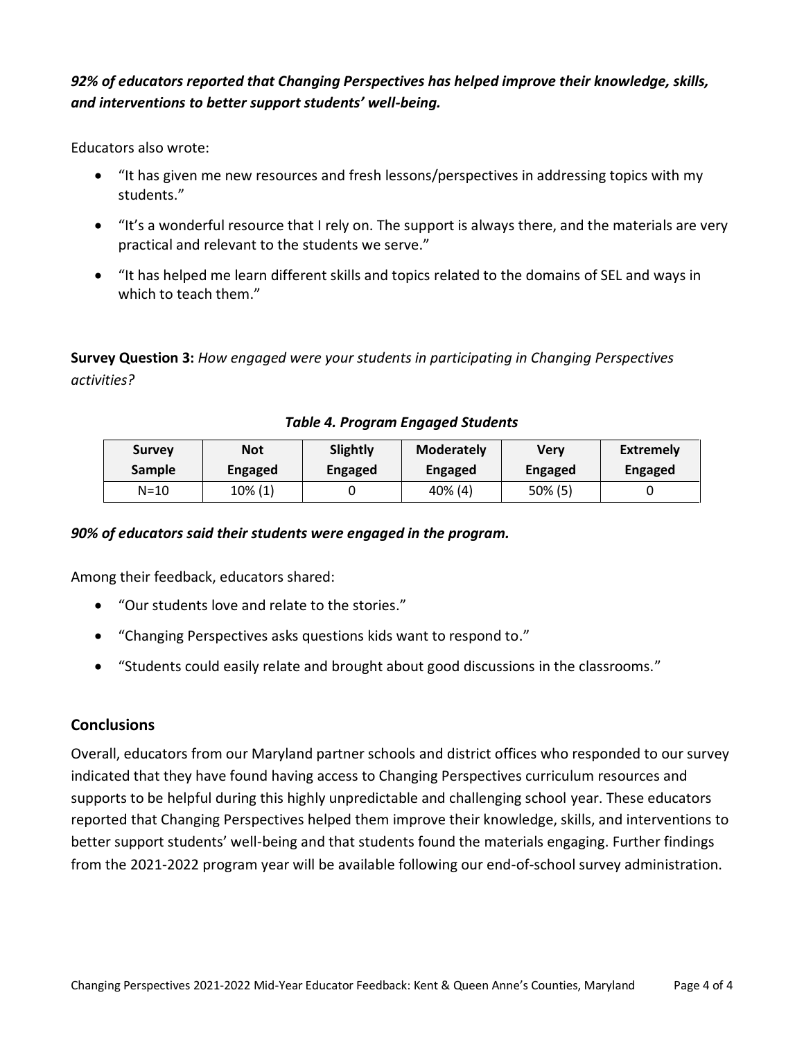***92% of educators reported that Changing Perspectives has helped improve their knowledge, skills, and interventions to better support students' well-being.***

Educators also wrote:

- "It has given me new resources and fresh lessons/perspectives in addressing topics with my students."
- "It's a wonderful resource that I rely on. The support is always there, and the materials are very practical and relevant to the students we serve."
- "It has helped me learn different skills and topics related to the domains of SEL and ways in which to teach them."

**Survey Question 3:** *How engaged were your students in participating in Changing Perspectives activities?*

***Table 4. Program Engaged Students***

| Survey Sample | Not Engaged | Slightly Engaged | Moderately Engaged | Very Engaged | Extremely Engaged |
|---|---|---|---|---|---|
| N=10 | 10% (1) | 0 | 40% (4) | 50% (5) | 0 |

***90% of educators said their students were engaged in the program.***

Among their feedback, educators shared:

- "Our students love and relate to the stories."
- "Changing Perspectives asks questions kids want to respond to."
- "Students could easily relate and brought about good discussions in the classrooms."

## Conclusions

Overall, educators from our Maryland partner schools and district offices who responded to our survey indicated that they have found having access to Changing Perspectives curriculum resources and supports to be helpful during this highly unpredictable and challenging school year. These educators reported that Changing Perspectives helped them improve their knowledge, skills, and interventions to better support students' well-being and that students found the materials engaging. Further findings from the 2021-2022 program year will be available following our end-of-school survey administration.